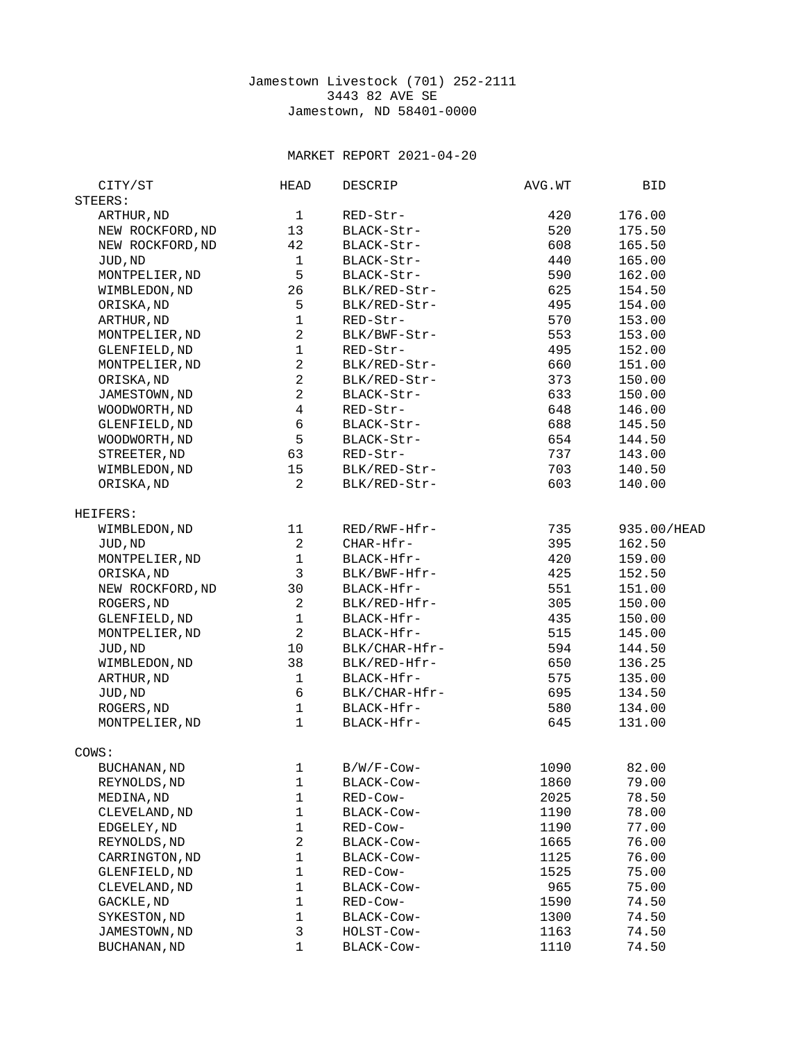Jamestown Livestock (701) 252-2111
3443 82 AVE SE
Jamestown, ND 58401-0000

MARKET REPORT 2021-04-20

| CITY/ST | HEAD | DESCRIP | AVG.WT | BID |
|---|---|---|---|---|
| STEERS: | | | | |
| ARTHUR,ND | 1 | RED-Str- | 420 | 176.00 |
| NEW ROCKFORD,ND | 13 | BLACK-Str- | 520 | 175.50 |
| NEW ROCKFORD,ND | 42 | BLACK-Str- | 608 | 165.50 |
| JUD,ND | 1 | BLACK-Str- | 440 | 165.00 |
| MONTPELIER,ND | 5 | BLACK-Str- | 590 | 162.00 |
| WIMBLEDON,ND | 26 | BLK/RED-Str- | 625 | 154.50 |
| ORISKA,ND | 5 | BLK/RED-Str- | 495 | 154.00 |
| ARTHUR,ND | 1 | RED-Str- | 570 | 153.00 |
| MONTPELIER,ND | 2 | BLK/BWF-Str- | 553 | 153.00 |
| GLENFIELD,ND | 1 | RED-Str- | 495 | 152.00 |
| MONTPELIER,ND | 2 | BLK/RED-Str- | 660 | 151.00 |
| ORISKA,ND | 2 | BLK/RED-Str- | 373 | 150.00 |
| JAMESTOWN,ND | 2 | BLACK-Str- | 633 | 150.00 |
| WOODWORTH,ND | 4 | RED-Str- | 648 | 146.00 |
| GLENFIELD,ND | 6 | BLACK-Str- | 688 | 145.50 |
| WOODWORTH,ND | 5 | BLACK-Str- | 654 | 144.50 |
| STREETER,ND | 63 | RED-Str- | 737 | 143.00 |
| WIMBLEDON,ND | 15 | BLK/RED-Str- | 703 | 140.50 |
| ORISKA,ND | 2 | BLK/RED-Str- | 603 | 140.00 |
| HEIFERS: | | | | |
| WIMBLEDON,ND | 11 | RED/RWF-Hfr- | 735 | 935.00/HEAD |
| JUD,ND | 2 | CHAR-Hfr- | 395 | 162.50 |
| MONTPELIER,ND | 1 | BLACK-Hfr- | 420 | 159.00 |
| ORISKA,ND | 3 | BLK/BWF-Hfr- | 425 | 152.50 |
| NEW ROCKFORD,ND | 30 | BLACK-Hfr- | 551 | 151.00 |
| ROGERS,ND | 2 | BLK/RED-Hfr- | 305 | 150.00 |
| GLENFIELD,ND | 1 | BLACK-Hfr- | 435 | 150.00 |
| MONTPELIER,ND | 2 | BLACK-Hfr- | 515 | 145.00 |
| JUD,ND | 10 | BLK/CHAR-Hfr- | 594 | 144.50 |
| WIMBLEDON,ND | 38 | BLK/RED-Hfr- | 650 | 136.25 |
| ARTHUR,ND | 1 | BLACK-Hfr- | 575 | 135.00 |
| JUD,ND | 6 | BLK/CHAR-Hfr- | 695 | 134.50 |
| ROGERS,ND | 1 | BLACK-Hfr- | 580 | 134.00 |
| MONTPELIER,ND | 1 | BLACK-Hfr- | 645 | 131.00 |
| COWS: | | | | |
| BUCHANAN,ND | 1 | B/W/F-Cow- | 1090 | 82.00 |
| REYNOLDS,ND | 1 | BLACK-Cow- | 1860 | 79.00 |
| MEDINA,ND | 1 | RED-Cow- | 2025 | 78.50 |
| CLEVELAND,ND | 1 | BLACK-Cow- | 1190 | 78.00 |
| EDGELEY,ND | 1 | RED-Cow- | 1190 | 77.00 |
| REYNOLDS,ND | 2 | BLACK-Cow- | 1665 | 76.00 |
| CARRINGTON,ND | 1 | BLACK-Cow- | 1125 | 76.00 |
| GLENFIELD,ND | 1 | RED-Cow- | 1525 | 75.00 |
| CLEVELAND,ND | 1 | BLACK-Cow- | 965 | 75.00 |
| GACKLE,ND | 1 | RED-Cow- | 1590 | 74.50 |
| SYKESTON,ND | 1 | BLACK-Cow- | 1300 | 74.50 |
| JAMESTOWN,ND | 3 | HOLST-Cow- | 1163 | 74.50 |
| BUCHANAN,ND | 1 | BLACK-Cow- | 1110 | 74.50 |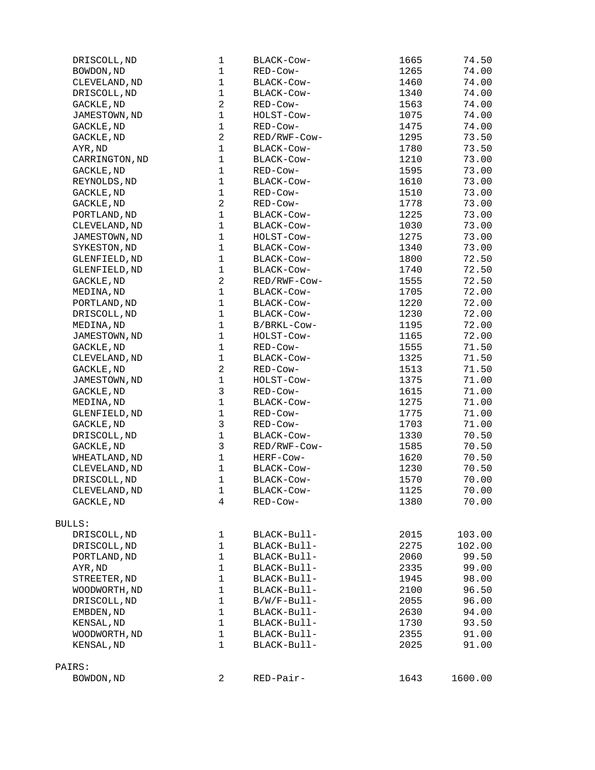| | | | | |
|---|---|---|---|---|
| DRISCOLL,ND | 1 | BLACK-Cow- | 1665 | 74.50 |
| BOWDON,ND | 1 | RED-Cow- | 1265 | 74.00 |
| CLEVELAND,ND | 1 | BLACK-Cow- | 1460 | 74.00 |
| DRISCOLL,ND | 1 | BLACK-Cow- | 1340 | 74.00 |
| GACKLE,ND | 2 | RED-Cow- | 1563 | 74.00 |
| JAMESTOWN,ND | 1 | HOLST-Cow- | 1075 | 74.00 |
| GACKLE,ND | 1 | RED-Cow- | 1475 | 74.00 |
| GACKLE,ND | 2 | RED/RWF-Cow- | 1295 | 73.50 |
| AYR,ND | 1 | BLACK-Cow- | 1780 | 73.50 |
| CARRINGTON,ND | 1 | BLACK-Cow- | 1210 | 73.00 |
| GACKLE,ND | 1 | RED-Cow- | 1595 | 73.00 |
| REYNOLDS,ND | 1 | BLACK-Cow- | 1610 | 73.00 |
| GACKLE,ND | 1 | RED-Cow- | 1510 | 73.00 |
| GACKLE,ND | 2 | RED-Cow- | 1778 | 73.00 |
| PORTLAND,ND | 1 | BLACK-Cow- | 1225 | 73.00 |
| CLEVELAND,ND | 1 | BLACK-Cow- | 1030 | 73.00 |
| JAMESTOWN,ND | 1 | HOLST-Cow- | 1275 | 73.00 |
| SYKESTON,ND | 1 | BLACK-Cow- | 1340 | 73.00 |
| GLENFIELD,ND | 1 | BLACK-Cow- | 1800 | 72.50 |
| GLENFIELD,ND | 1 | BLACK-Cow- | 1740 | 72.50 |
| GACKLE,ND | 2 | RED/RWF-Cow- | 1555 | 72.50 |
| MEDINA,ND | 1 | BLACK-Cow- | 1705 | 72.00 |
| PORTLAND,ND | 1 | BLACK-Cow- | 1220 | 72.00 |
| DRISCOLL,ND | 1 | BLACK-Cow- | 1230 | 72.00 |
| MEDINA,ND | 1 | B/BRKL-Cow- | 1195 | 72.00 |
| JAMESTOWN,ND | 1 | HOLST-Cow- | 1165 | 72.00 |
| GACKLE,ND | 1 | RED-Cow- | 1555 | 71.50 |
| CLEVELAND,ND | 1 | BLACK-Cow- | 1325 | 71.50 |
| GACKLE,ND | 2 | RED-Cow- | 1513 | 71.50 |
| JAMESTOWN,ND | 1 | HOLST-Cow- | 1375 | 71.00 |
| GACKLE,ND | 3 | RED-Cow- | 1615 | 71.00 |
| MEDINA,ND | 1 | BLACK-Cow- | 1275 | 71.00 |
| GLENFIELD,ND | 1 | RED-Cow- | 1775 | 71.00 |
| GACKLE,ND | 3 | RED-Cow- | 1703 | 71.00 |
| DRISCOLL,ND | 1 | BLACK-Cow- | 1330 | 70.50 |
| GACKLE,ND | 3 | RED/RWF-Cow- | 1585 | 70.50 |
| WHEATLAND,ND | 1 | HERF-Cow- | 1620 | 70.50 |
| CLEVELAND,ND | 1 | BLACK-Cow- | 1230 | 70.50 |
| DRISCOLL,ND | 1 | BLACK-Cow- | 1570 | 70.00 |
| CLEVELAND,ND | 1 | BLACK-Cow- | 1125 | 70.00 |
| GACKLE,ND | 4 | RED-Cow- | 1380 | 70.00 |

BULLS:

| | | | | |
|---|---|---|---|---|
| DRISCOLL,ND | 1 | BLACK-Bull- | 2015 | 103.00 |
| DRISCOLL,ND | 1 | BLACK-Bull- | 2275 | 102.00 |
| PORTLAND,ND | 1 | BLACK-Bull- | 2060 | 99.50 |
| AYR,ND | 1 | BLACK-Bull- | 2335 | 99.00 |
| STREETER,ND | 1 | BLACK-Bull- | 1945 | 98.00 |
| WOODWORTH,ND | 1 | BLACK-Bull- | 2100 | 96.50 |
| DRISCOLL,ND | 1 | B/W/F-Bull- | 2055 | 96.00 |
| EMBDEN,ND | 1 | BLACK-Bull- | 2630 | 94.00 |
| KENSAL,ND | 1 | BLACK-Bull- | 1730 | 93.50 |
| WOODWORTH,ND | 1 | BLACK-Bull- | 2355 | 91.00 |
| KENSAL,ND | 1 | BLACK-Bull- | 2025 | 91.00 |

PAIRS:

| | | | | |
|---|---|---|---|---|
| BOWDON,ND | 2 | RED-Pair- | 1643 | 1600.00 |